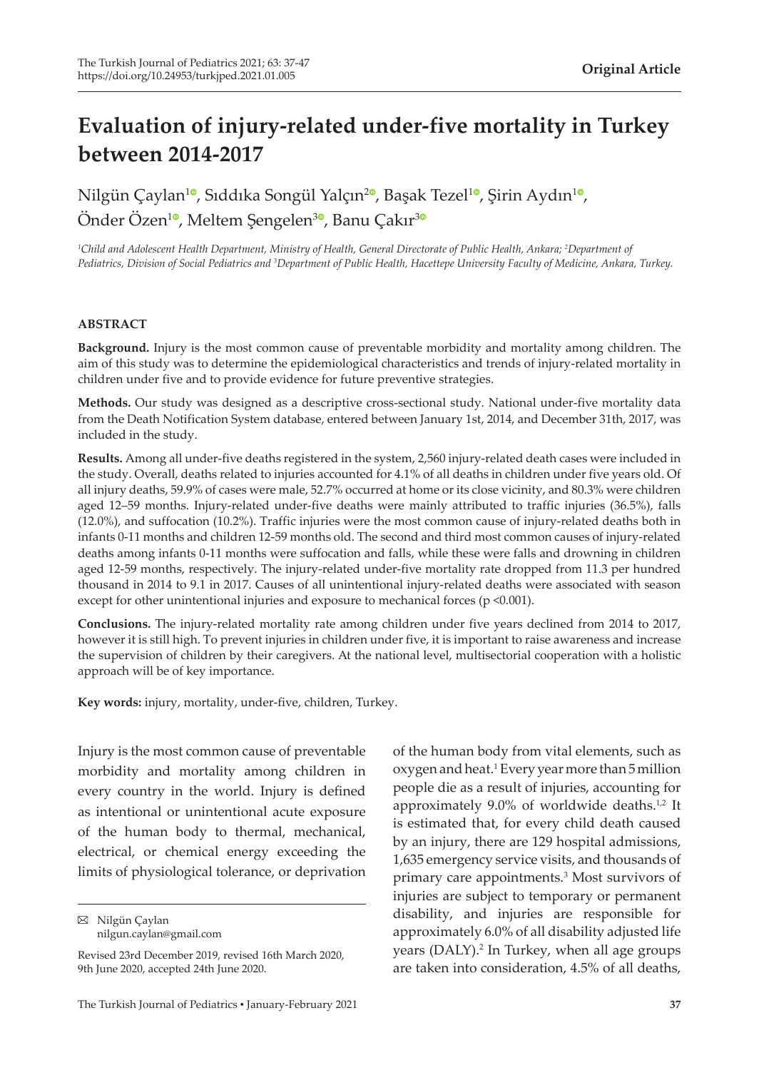Original Article

# Evaluation of injury-related under-five mortality in Turkey between 2014-2017

Nilgün Çaylan[1], Sıddıka Songül Yalçın[2], Başak Tezel[1], Şirin Aydın[1], Önder Özen[1], Meltem Şengelen[3], Banu Çakır[3]

*[1]Child and Adolescent Health Department, Ministry of Health, General Directorate of Public Health, Ankara; [2]Department of Pediatrics, Division of Social Pediatrics and [3]Department of Public Health, Hacettepe University Faculty of Medicine, Ankara, Turkey.*

## ABSTRACT

**Background.** Injury is the most common cause of preventable morbidity and mortality among children. The aim of this study was to determine the epidemiological characteristics and trends of injury-related mortality in children under five and to provide evidence for future preventive strategies.

**Methods.** Our study was designed as a descriptive cross-sectional study. National under-five mortality data from the Death Notification System database, entered between January 1st, 2014, and December 31th, 2017, was included in the study.

**Results.** Among all under-five deaths registered in the system, 2,560 injury-related death cases were included in the study. Overall, deaths related to injuries accounted for 4.1% of all deaths in children under five years old. Of all injury deaths, 59.9% of cases were male, 52.7% occurred at home or its close vicinity, and 80.3% were children aged 12–59 months. Injury-related under-five deaths were mainly attributed to traffic injuries (36.5%), falls (12.0%), and suffocation (10.2%). Traffic injuries were the most common cause of injury-related deaths both in infants 0-11 months and children 12-59 months old. The second and third most common causes of injury-related deaths among infants 0-11 months were suffocation and falls, while these were falls and drowning in children aged 12-59 months, respectively. The injury-related under-five mortality rate dropped from 11.3 per hundred thousand in 2014 to 9.1 in 2017. Causes of all unintentional injury-related deaths were associated with season except for other unintentional injuries and exposure to mechanical forces ($p < 0.001$).

**Conclusions.** The injury-related mortality rate among children under five years declined from 2014 to 2017, however it is still high. To prevent injuries in children under five, it is important to raise awareness and increase the supervision of children by their caregivers. At the national level, multisectorial cooperation with a holistic approach will be of key importance.

**Key words:** injury, mortality, under-five, children, Turkey.

Injury is the most common cause of preventable morbidity and mortality among children in every country in the world. Injury is defined as intentional or unintentional acute exposure of the human body to thermal, mechanical, electrical, or chemical energy exceeding the limits of physiological tolerance, or deprivation of the human body from vital elements, such as oxygen and heat.[1] Every year more than 5 million people die as a result of injuries, accounting for approximately 9.0% of worldwide deaths.[1,2] It is estimated that, for every child death caused by an injury, there are 129 hospital admissions, 1,635 emergency service visits, and thousands of primary care appointments.[3] Most survivors of injuries are subject to temporary or permanent disability, and injuries are responsible for approximately 6.0% of all disability adjusted life years (DALY).[2] In Turkey, when all age groups are taken into consideration, 4.5% of all deaths,

✉ Nilgün Çaylan
nilgun.caylan@gmail.com

Revised 23rd December 2019, revised 16th March 2020, 9th June 2020, accepted 24th June 2020.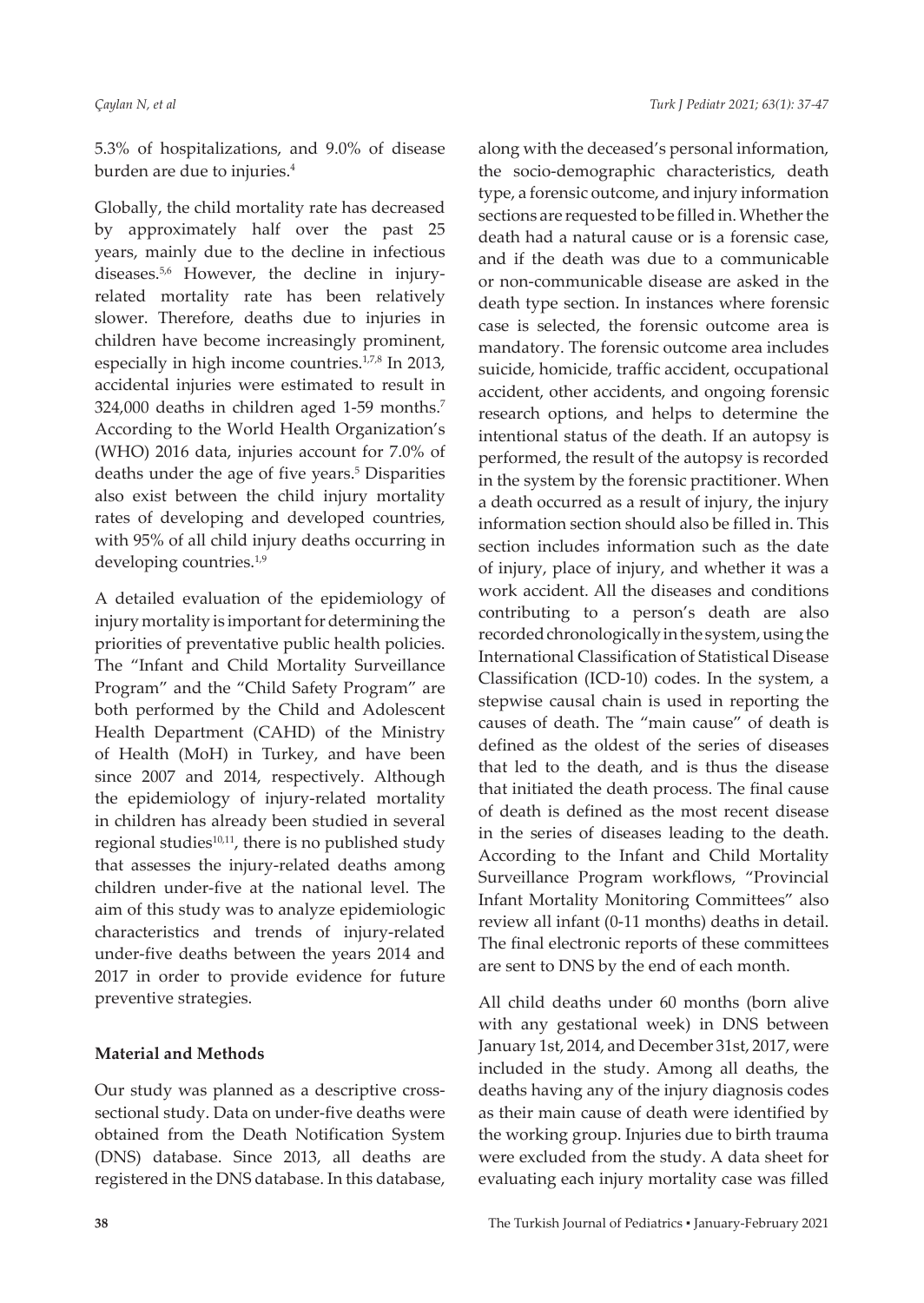5.3% of hospitalizations, and 9.0% of disease burden are due to injuries.[4]

Globally, the child mortality rate has decreased by approximately half over the past 25 years, mainly due to the decline in infectious diseases.[5,6] However, the decline in injury-related mortality rate has been relatively slower. Therefore, deaths due to injuries in children have become increasingly prominent, especially in high income countries.[1,7,8] In 2013, accidental injuries were estimated to result in 324,000 deaths in children aged 1-59 months.[7] According to the World Health Organization's (WHO) 2016 data, injuries account for 7.0% of deaths under the age of five years.[5] Disparities also exist between the child injury mortality rates of developing and developed countries, with 95% of all child injury deaths occurring in developing countries.[1,9]

A detailed evaluation of the epidemiology of injury mortality is important for determining the priorities of preventative public health policies. The "Infant and Child Mortality Surveillance Program" and the "Child Safety Program" are both performed by the Child and Adolescent Health Department (CAHD) of the Ministry of Health (MoH) in Turkey, and have been since 2007 and 2014, respectively. Although the epidemiology of injury-related mortality in children has already been studied in several regional studies[10,11], there is no published study that assesses the injury-related deaths among children under-five at the national level. The aim of this study was to analyze epidemiologic characteristics and trends of injury-related under-five deaths between the years 2014 and 2017 in order to provide evidence for future preventive strategies.

## Material and Methods

Our study was planned as a descriptive cross-sectional study. Data on under-five deaths were obtained from the Death Notification System (DNS) database. Since 2013, all deaths are registered in the DNS database. In this database, along with the deceased's personal information, the socio-demographic characteristics, death type, a forensic outcome, and injury information sections are requested to be filled in. Whether the death had a natural cause or is a forensic case, and if the death was due to a communicable or non-communicable disease are asked in the death type section. In instances where forensic case is selected, the forensic outcome area is mandatory. The forensic outcome area includes suicide, homicide, traffic accident, occupational accident, other accidents, and ongoing forensic research options, and helps to determine the intentional status of the death. If an autopsy is performed, the result of the autopsy is recorded in the system by the forensic practitioner. When a death occurred as a result of injury, the injury information section should also be filled in. This section includes information such as the date of injury, place of injury, and whether it was a work accident. All the diseases and conditions contributing to a person's death are also recorded chronologically in the system, using the International Classification of Statistical Disease Classification (ICD-10) codes. In the system, a stepwise causal chain is used in reporting the causes of death. The "main cause" of death is defined as the oldest of the series of diseases that led to the death, and is thus the disease that initiated the death process. The final cause of death is defined as the most recent disease in the series of diseases leading to the death. According to the Infant and Child Mortality Surveillance Program workflows, "Provincial Infant Mortality Monitoring Committees" also review all infant (0-11 months) deaths in detail. The final electronic reports of these committees are sent to DNS by the end of each month.

All child deaths under 60 months (born alive with any gestational week) in DNS between January 1st, 2014, and December 31st, 2017, were included in the study. Among all deaths, the deaths having any of the injury diagnosis codes as their main cause of death were identified by the working group. Injuries due to birth trauma were excluded from the study. A data sheet for evaluating each injury mortality case was filled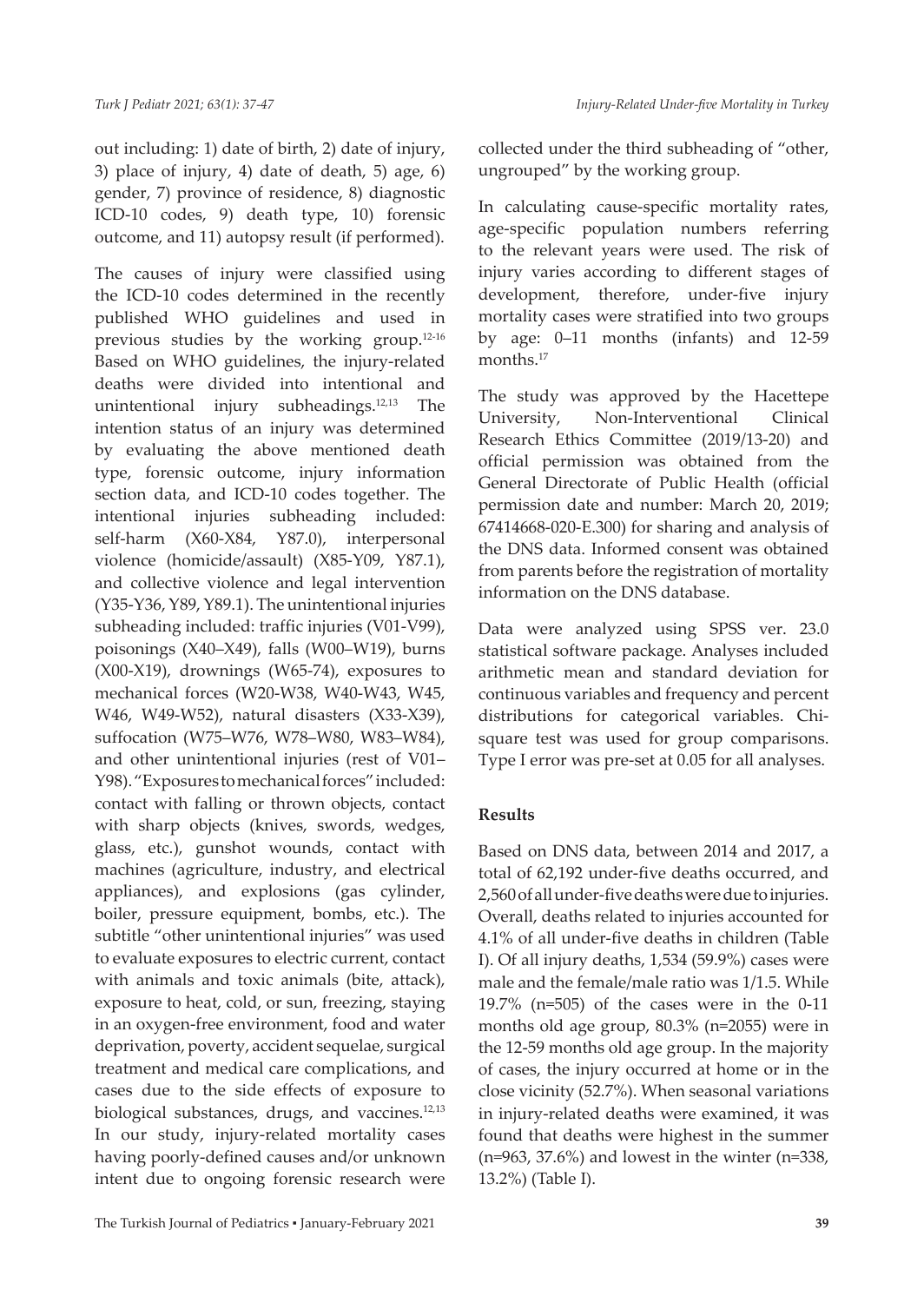out including: 1) date of birth, 2) date of injury, 3) place of injury, 4) date of death, 5) age, 6) gender, 7) province of residence, 8) diagnostic ICD-10 codes, 9) death type, 10) forensic outcome, and 11) autopsy result (if performed).

The causes of injury were classified using the ICD-10 codes determined in the recently published WHO guidelines and used in previous studies by the working group.[12-16] Based on WHO guidelines, the injury-related deaths were divided into intentional and unintentional injury subheadings.[12,13] The intention status of an injury was determined by evaluating the above mentioned death type, forensic outcome, injury information section data, and ICD-10 codes together. The intentional injuries subheading included: self-harm (X60-X84, Y87.0), interpersonal violence (homicide/assault) (X85-Y09, Y87.1), and collective violence and legal intervention (Y35-Y36, Y89, Y89.1). The unintentional injuries subheading included: traffic injuries (V01-V99), poisonings (X40–X49), falls (W00–W19), burns (X00-X19), drownings (W65-74), exposures to mechanical forces (W20-W38, W40-W43, W45, W46, W49-W52), natural disasters (X33-X39), suffocation (W75–W76, W78–W80, W83–W84), and other unintentional injuries (rest of V01–Y98). "Exposures to mechanical forces" included: contact with falling or thrown objects, contact with sharp objects (knives, swords, wedges, glass, etc.), gunshot wounds, contact with machines (agriculture, industry, and electrical appliances), and explosions (gas cylinder, boiler, pressure equipment, bombs, etc.). The subtitle "other unintentional injuries" was used to evaluate exposures to electric current, contact with animals and toxic animals (bite, attack), exposure to heat, cold, or sun, freezing, staying in an oxygen-free environment, food and water deprivation, poverty, accident sequelae, surgical treatment and medical care complications, and cases due to the side effects of exposure to biological substances, drugs, and vaccines.[12,13] In our study, injury-related mortality cases having poorly-defined causes and/or unknown intent due to ongoing forensic research were collected under the third subheading of "other, ungrouped" by the working group.

In calculating cause-specific mortality rates, age-specific population numbers referring to the relevant years were used. The risk of injury varies according to different stages of development, therefore, under-five injury mortality cases were stratified into two groups by age: 0–11 months (infants) and 12-59 months.[17]

The study was approved by the Hacettepe University, Non-Interventional Clinical Research Ethics Committee (2019/13-20) and official permission was obtained from the General Directorate of Public Health (official permission date and number: March 20, 2019; 67414668-020-E.300) for sharing and analysis of the DNS data. Informed consent was obtained from parents before the registration of mortality information on the DNS database.

Data were analyzed using SPSS ver. 23.0 statistical software package. Analyses included arithmetic mean and standard deviation for continuous variables and frequency and percent distributions for categorical variables. Chi-square test was used for group comparisons. Type I error was pre-set at 0.05 for all analyses.

## Results

Based on DNS data, between 2014 and 2017, a total of 62,192 under-five deaths occurred, and 2,560 of all under-five deaths were due to injuries. Overall, deaths related to injuries accounted for 4.1% of all under-five deaths in children (Table I). Of all injury deaths, 1,534 (59.9%) cases were male and the female/male ratio was 1/1.5. While 19.7% (n=505) of the cases were in the 0-11 months old age group, 80.3% (n=2055) were in the 12-59 months old age group. In the majority of cases, the injury occurred at home or in the close vicinity (52.7%). When seasonal variations in injury-related deaths were examined, it was found that deaths were highest in the summer (n=963, 37.6%) and lowest in the winter (n=338, 13.2%) (Table I).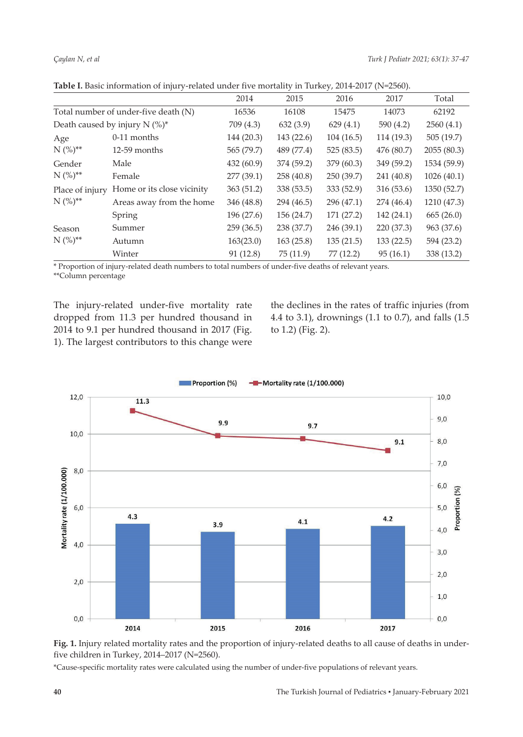**Table I.** Basic information of injury-related under five mortality in Turkey, 2014-2017 (N=2560).

| | | 2014 | 2015 | 2016 | 2017 | Total |
|---|---|---|---|---|---|---|
| Total number of under-five death (N) | | 16536 | 16108 | 15475 | 14073 | 62192 |
| Death caused by injury N (%)* | | 709 (4.3) | 632 (3.9) | 629 (4.1) | 590 (4.2) | 2560 (4.1) |
| Age N (%)** | 0-11 months | 144 (20.3) | 143 (22.6) | 104 (16.5) | 114 (19.3) | 505 (19.7) |
| | 12-59 months | 565 (79.7) | 489 (77.4) | 525 (83.5) | 476 (80.7) | 2055 (80.3) |
| Gender N (%)** | Male | 432 (60.9) | 374 (59.2) | 379 (60.3) | 349 (59.2) | 1534 (59.9) |
| | Female | 277 (39.1) | 258 (40.8) | 250 (39.7) | 241 (40.8) | 1026 (40.1) |
| Place of injury N (%)** | Home or its close vicinity | 363 (51.2) | 338 (53.5) | 333 (52.9) | 316 (53.6) | 1350 (52.7) |
| | Areas away from the home | 346 (48.8) | 294 (46.5) | 296 (47.1) | 274 (46.4) | 1210 (47.3) |
| Season N (%)** | Spring | 196 (27.6) | 156 (24.7) | 171 (27.2) | 142 (24.1) | 665 (26.0) |
| | Summer | 259 (36.5) | 238 (37.7) | 246 (39.1) | 220 (37.3) | 963 (37.6) |
| | Autumn | 163(23.0) | 163 (25.8) | 135 (21.5) | 133 (22.5) | 594 (23.2) |
| | Winter | 91 (12.8) | 75 (11.9) | 77 (12.2) | 95 (16.1) | 338 (13.2) |

\* Proportion of injury-related death numbers to total numbers of under-five deaths of relevant years.
**Column percentage

The injury-related under-five mortality rate dropped from 11.3 per hundred thousand in 2014 to 9.1 per hundred thousand in 2017 (Fig. 1). The largest contributors to this change were the declines in the rates of traffic injuries (from 4.4 to 3.1), drownings (1.1 to 0.7), and falls (1.5 to 1.2) (Fig. 2).

**Fig. 1.** Injury related mortality rates and the proportion of injury-related deaths to all cause of deaths in under-five children in Turkey, 2014–2017 (N=2560).

*Cause-specific mortality rates were calculated using the number of under-five populations of relevant years.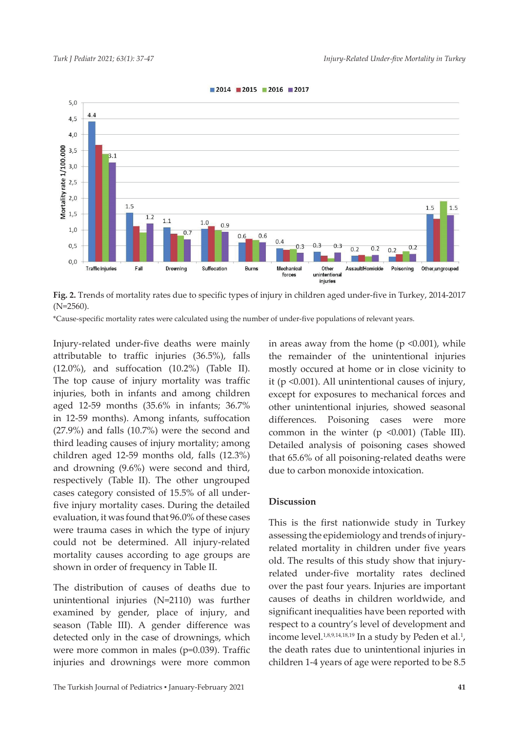**Fig. 2.** Trends of mortality rates due to specific types of injury in children aged under-five in Turkey, 2014-2017 (N=2560).

*Cause-specific mortality rates were calculated using the number of under-five populations of relevant years.

Injury-related under-five deaths were mainly attributable to traffic injuries (36.5%), falls (12.0%), and suffocation (10.2%) (Table II). The top cause of injury mortality was traffic injuries, both in infants and among children aged 12-59 months (35.6% in infants; 36.7% in 12-59 months). Among infants, suffocation (27.9%) and falls (10.7%) were the second and third leading causes of injury mortality; among children aged 12-59 months old, falls (12.3%) and drowning (9.6%) were second and third, respectively (Table II). The other ungrouped cases category consisted of 15.5% of all under-five injury mortality cases. During the detailed evaluation, it was found that 96.0% of these cases were trauma cases in which the type of injury could not be determined. All injury-related mortality causes according to age groups are shown in order of frequency in Table II.

The distribution of causes of deaths due to unintentional injuries (N=2110) was further examined by gender, place of injury, and season (Table III). A gender difference was detected only in the case of drownings, which were more common in males (p=0.039). Traffic injuries and drownings were more common in areas away from the home (p <0.001), while the remainder of the unintentional injuries mostly occured at home or in close vicinity to it (p <0.001). All unintentional causes of injury, except for exposures to mechanical forces and other unintentional injuries, showed seasonal differences. Poisoning cases were more common in the winter (p <0.001) (Table III). Detailed analysis of poisoning cases showed that 65.6% of all poisoning-related deaths were due to carbon monoxide intoxication.

## Discussion

This is the first nationwide study in Turkey assessing the epidemiology and trends of injury-related mortality in children under five years old. The results of this study show that injury-related under-five mortality rates declined over the past four years. Injuries are important causes of deaths in children worldwide, and significant inequalities have been reported with respect to a country's level of development and income level.[1,8,9,14,18,19] In a study by Peden et al.[1], the death rates due to unintentional injuries in children 1-4 years of age were reported to be 8.5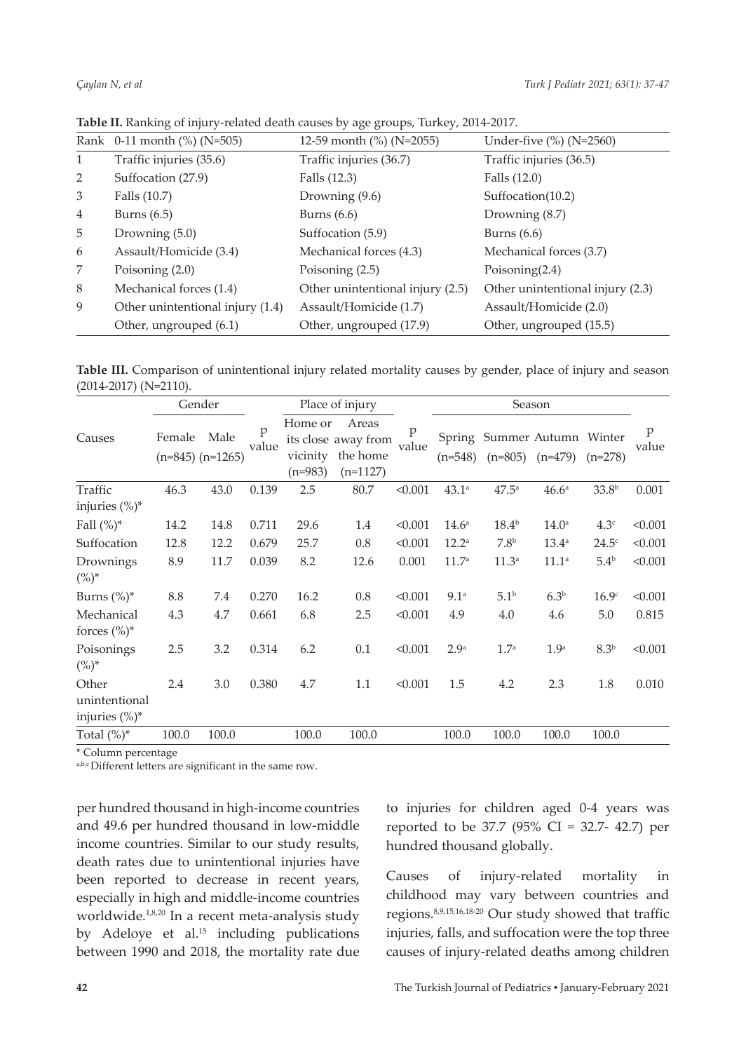**Table II.** Ranking of injury-related death causes by age groups, Turkey, 2014-2017.

| Rank | 0-11 month (%) (N=505) | 12-59 month (%) (N=2055) | Under-five (%) (N=2560) |
|---|---|---|---|
| 1 | Traffic injuries (35.6) | Traffic injuries (36.7) | Traffic injuries (36.5) |
| 2 | Suffocation (27.9) | Falls (12.3) | Falls (12.0) |
| 3 | Falls (10.7) | Drowning (9.6) | Suffocation(10.2) |
| 4 | Burns (6.5) | Burns (6.6) | Drowning (8.7) |
| 5 | Drowning (5.0) | Suffocation (5.9) | Burns (6.6) |
| 6 | Assault/Homicide (3.4) | Mechanical forces (4.3) | Mechanical forces (3.7) |
| 7 | Poisoning (2.0) | Poisoning (2.5) | Poisoning(2.4) |
| 8 | Mechanical forces (1.4) | Other unintentional injury (2.5) | Other unintentional injury (2.3) |
| 9 | Other unintentional injury (1.4) | Assault/Homicide (1.7) | Assault/Homicide (2.0) |
| | Other, ungrouped (6.1) | Other, ungrouped (17.9) | Other, ungrouped (15.5) |

**Table III.** Comparison of unintentional injury related mortality causes by gender, place of injury and season (2014-2017) (N=2110).

| Causes | Gender | | p value | Place of injury | | p value | Season | | | | p value |
|---|---|---|---|---|---|---|---|---|---|---|---|
| | Female (n=845) | Male (n=1265) | | Home or its close vicinity (n=983) | Areas away from the home (n=1127) | | Spring (n=548) | Summer (n=805) | Autumn (n=479) | Winter (n=278) | |
| Traffic injuries (%)* | 46.3 | 43.0 | 0.139 | 2.5 | 80.7 | <0.001 | 43.1[a] | 47.5[a] | 46.6[a] | 33.8[b] | 0.001 |
| Fall (%)* | 14.2 | 14.8 | 0.711 | 29.6 | 1.4 | <0.001 | 14.6[a] | 18.4[b] | 14.0[a] | 4.3[c] | <0.001 |
| Suffocation | 12.8 | 12.2 | 0.679 | 25.7 | 0.8 | <0.001 | 12.2[a] | 7.8[b] | 13.4[a] | 24.5[c] | <0.001 |
| Drownings (%)* | 8.9 | 11.7 | 0.039 | 8.2 | 12.6 | 0.001 | 11.7[a] | 11.3[a] | 11.1[a] | 5.4[b] | <0.001 |
| Burns (%)* | 8.8 | 7.4 | 0.270 | 16.2 | 0.8 | <0.001 | 9.1[a] | 5.1[b] | 6.3[b] | 16.9[c] | <0.001 |
| Mechanical forces (%)* | 4.3 | 4.7 | 0.661 | 6.8 | 2.5 | <0.001 | 4.9 | 4.0 | 4.6 | 5.0 | 0.815 |
| Poisonings (%)* | 2.5 | 3.2 | 0.314 | 6.2 | 0.1 | <0.001 | 2.9[a] | 1.7[a] | 1.9[a] | 8.3[b] | <0.001 |
| Other unintentional injuries (%)* | 2.4 | 3.0 | 0.380 | 4.7 | 1.1 | <0.001 | 1.5 | 4.2 | 2.3 | 1.8 | 0.010 |
| Total (%)* | 100.0 | 100.0 | | 100.0 | 100.0 | | 100.0 | 100.0 | 100.0 | 100.0 | |

\* Column percentage

[a,b,c] Different letters are significant in the same row.

per hundred thousand in high-income countries and 49.6 per hundred thousand in low-middle income countries. Similar to our study results, death rates due to unintentional injuries have been reported to decrease in recent years, especially in high and middle-income countries worldwide.[1,8,20] In a recent meta-analysis study by Adeloye et al.[15] including publications between 1990 and 2018, the mortality rate due to injuries for children aged 0-4 years was reported to be 37.7 (95% CI = 32.7- 42.7) per hundred thousand globally.

Causes of injury-related mortality in childhood may vary between countries and regions.[8,9,15,16,18-20] Our study showed that traffic injuries, falls, and suffocation were the top three causes of injury-related deaths among children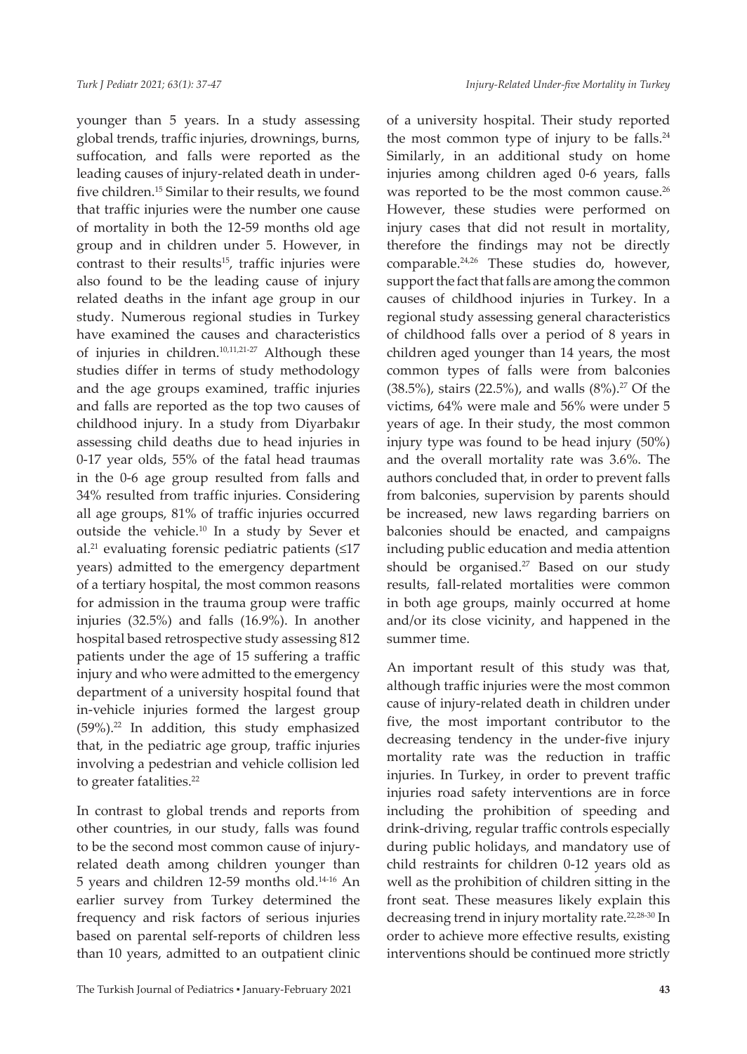younger than 5 years. In a study assessing global trends, traffic injuries, drownings, burns, suffocation, and falls were reported as the leading causes of injury-related death in under-five children.[15] Similar to their results, we found that traffic injuries were the number one cause of mortality in both the 12-59 months old age group and in children under 5. However, in contrast to their results[15], traffic injuries were also found to be the leading cause of injury related deaths in the infant age group in our study. Numerous regional studies in Turkey have examined the causes and characteristics of injuries in children.[10,11,21-27] Although these studies differ in terms of study methodology and the age groups examined, traffic injuries and falls are reported as the top two causes of childhood injury. In a study from Diyarbakır assessing child deaths due to head injuries in 0-17 year olds, 55% of the fatal head traumas in the 0-6 age group resulted from falls and 34% resulted from traffic injuries. Considering all age groups, 81% of traffic injuries occurred outside the vehicle.[10] In a study by Sever et al.[21] evaluating forensic pediatric patients (≤17 years) admitted to the emergency department of a tertiary hospital, the most common reasons for admission in the trauma group were traffic injuries (32.5%) and falls (16.9%). In another hospital based retrospective study assessing 812 patients under the age of 15 suffering a traffic injury and who were admitted to the emergency department of a university hospital found that in-vehicle injuries formed the largest group (59%).[22] In addition, this study emphasized that, in the pediatric age group, traffic injuries involving a pedestrian and vehicle collision led to greater fatalities.[22]

In contrast to global trends and reports from other countries, in our study, falls was found to be the second most common cause of injury-related death among children younger than 5 years and children 12-59 months old.[14-16] An earlier survey from Turkey determined the frequency and risk factors of serious injuries based on parental self-reports of children less than 10 years, admitted to an outpatient clinic of a university hospital. Their study reported the most common type of injury to be falls.[24] Similarly, in an additional study on home injuries among children aged 0-6 years, falls was reported to be the most common cause.[26] However, these studies were performed on injury cases that did not result in mortality, therefore the findings may not be directly comparable.[24,26] These studies do, however, support the fact that falls are among the common causes of childhood injuries in Turkey. In a regional study assessing general characteristics of childhood falls over a period of 8 years in children aged younger than 14 years, the most common types of falls were from balconies (38.5%), stairs (22.5%), and walls (8%).[27] Of the victims, 64% were male and 56% were under 5 years of age. In their study, the most common injury type was found to be head injury (50%) and the overall mortality rate was 3.6%. The authors concluded that, in order to prevent falls from balconies, supervision by parents should be increased, new laws regarding barriers on balconies should be enacted, and campaigns including public education and media attention should be organised.[27] Based on our study results, fall-related mortalities were common in both age groups, mainly occurred at home and/or its close vicinity, and happened in the summer time.

An important result of this study was that, although traffic injuries were the most common cause of injury-related death in children under five, the most important contributor to the decreasing tendency in the under-five injury mortality rate was the reduction in traffic injuries. In Turkey, in order to prevent traffic injuries road safety interventions are in force including the prohibition of speeding and drink-driving, regular traffic controls especially during public holidays, and mandatory use of child restraints for children 0-12 years old as well as the prohibition of children sitting in the front seat. These measures likely explain this decreasing trend in injury mortality rate.[22,28-30] In order to achieve more effective results, existing interventions should be continued more strictly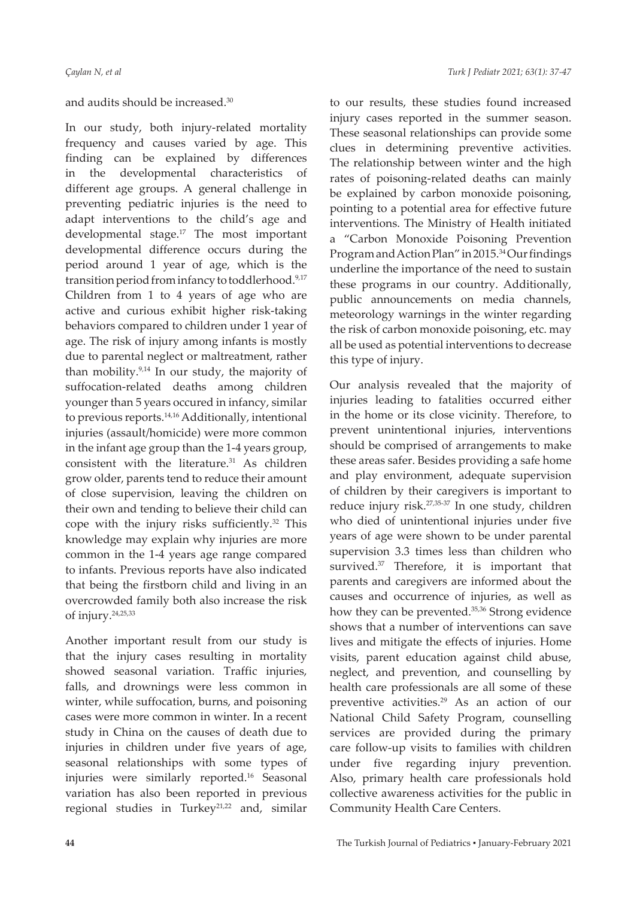and audits should be increased.[30]

In our study, both injury-related mortality frequency and causes varied by age. This finding can be explained by differences in the developmental characteristics of different age groups. A general challenge in preventing pediatric injuries is the need to adapt interventions to the child's age and developmental stage.[17] The most important developmental difference occurs during the period around 1 year of age, which is the transition period from infancy to toddlerhood.[9,17] Children from 1 to 4 years of age who are active and curious exhibit higher risk-taking behaviors compared to children under 1 year of age. The risk of injury among infants is mostly due to parental neglect or maltreatment, rather than mobility.[9,14] In our study, the majority of suffocation-related deaths among children younger than 5 years occured in infancy, similar to previous reports.[14,16] Additionally, intentional injuries (assault/homicide) were more common in the infant age group than the 1-4 years group, consistent with the literature.[31] As children grow older, parents tend to reduce their amount of close supervision, leaving the children on their own and tending to believe their child can cope with the injury risks sufficiently.[32] This knowledge may explain why injuries are more common in the 1-4 years age range compared to infants. Previous reports have also indicated that being the firstborn child and living in an overcrowded family both also increase the risk of injury.[24,25,33]

Another important result from our study is that the injury cases resulting in mortality showed seasonal variation. Traffic injuries, falls, and drownings were less common in winter, while suffocation, burns, and poisoning cases were more common in winter. In a recent study in China on the causes of death due to injuries in children under five years of age, seasonal relationships with some types of injuries were similarly reported.[16] Seasonal variation has also been reported in previous regional studies in Turkey[21,22] and, similar to our results, these studies found increased injury cases reported in the summer season. These seasonal relationships can provide some clues in determining preventive activities. The relationship between winter and the high rates of poisoning-related deaths can mainly be explained by carbon monoxide poisoning, pointing to a potential area for effective future interventions. The Ministry of Health initiated a "Carbon Monoxide Poisoning Prevention Program and Action Plan" in 2015.[34] Our findings underline the importance of the need to sustain these programs in our country. Additionally, public announcements on media channels, meteorology warnings in the winter regarding the risk of carbon monoxide poisoning, etc. may all be used as potential interventions to decrease this type of injury.

Our analysis revealed that the majority of injuries leading to fatalities occurred either in the home or its close vicinity. Therefore, to prevent unintentional injuries, interventions should be comprised of arrangements to make these areas safer. Besides providing a safe home and play environment, adequate supervision of children by their caregivers is important to reduce injury risk.[27,35-37] In one study, children who died of unintentional injuries under five years of age were shown to be under parental supervision 3.3 times less than children who survived.[37] Therefore, it is important that parents and caregivers are informed about the causes and occurrence of injuries, as well as how they can be prevented.[35,36] Strong evidence shows that a number of interventions can save lives and mitigate the effects of injuries. Home visits, parent education against child abuse, neglect, and prevention, and counselling by health care professionals are all some of these preventive activities.[29] As an action of our National Child Safety Program, counselling services are provided during the primary care follow-up visits to families with children under five regarding injury prevention. Also, primary health care professionals hold collective awareness activities for the public in Community Health Care Centers.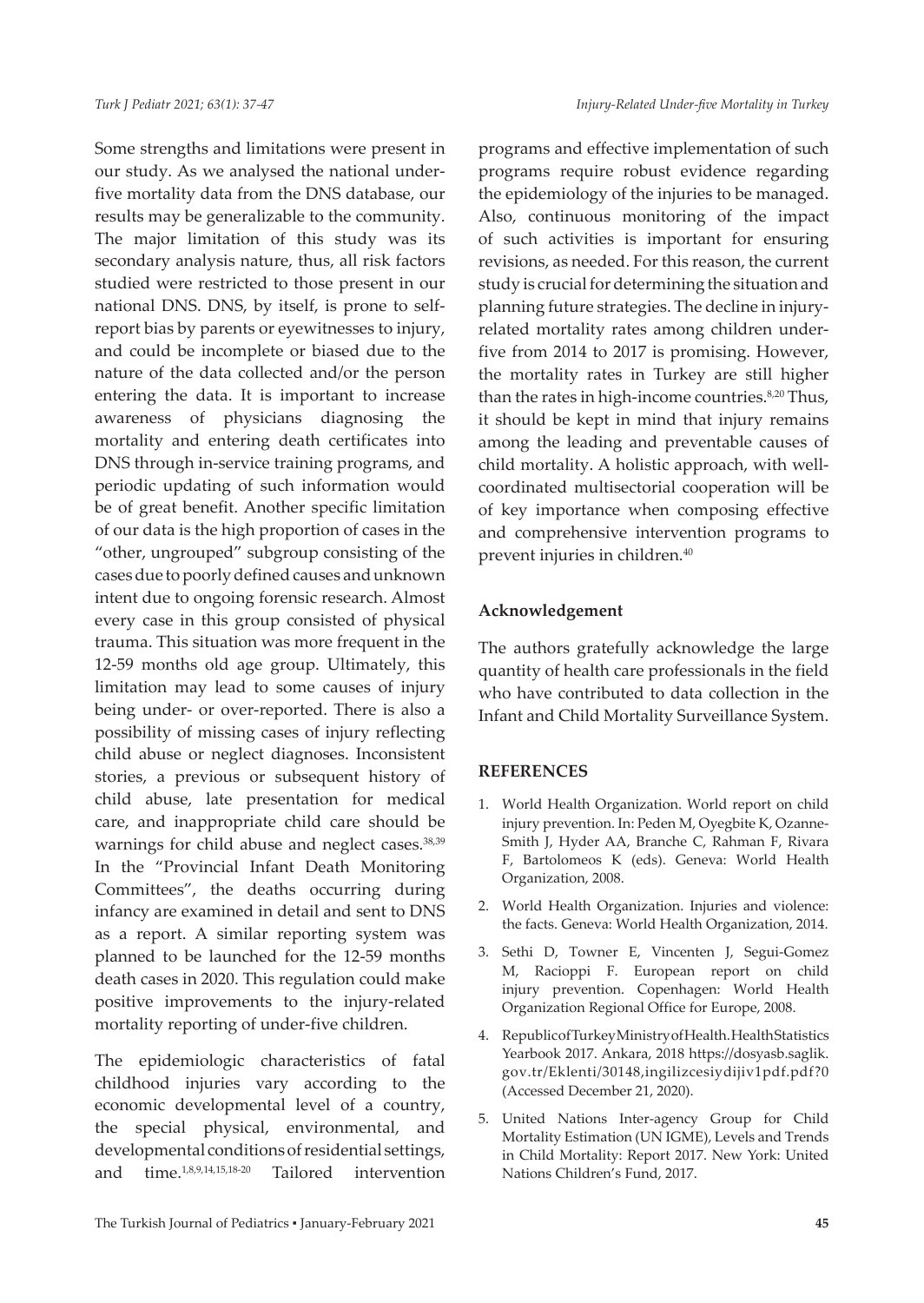Some strengths and limitations were present in our study. As we analysed the national under-five mortality data from the DNS database, our results may be generalizable to the community. The major limitation of this study was its secondary analysis nature, thus, all risk factors studied were restricted to those present in our national DNS. DNS, by itself, is prone to self-report bias by parents or eyewitnesses to injury, and could be incomplete or biased due to the nature of the data collected and/or the person entering the data. It is important to increase awareness of physicians diagnosing the mortality and entering death certificates into DNS through in-service training programs, and periodic updating of such information would be of great benefit. Another specific limitation of our data is the high proportion of cases in the "other, ungrouped" subgroup consisting of the cases due to poorly defined causes and unknown intent due to ongoing forensic research. Almost every case in this group consisted of physical trauma. This situation was more frequent in the 12-59 months old age group. Ultimately, this limitation may lead to some causes of injury being under- or over-reported. There is also a possibility of missing cases of injury reflecting child abuse or neglect diagnoses. Inconsistent stories, a previous or subsequent history of child abuse, late presentation for medical care, and inappropriate child care should be warnings for child abuse and neglect cases.[38,39] In the "Provincial Infant Death Monitoring Committees", the deaths occurring during infancy are examined in detail and sent to DNS as a report. A similar reporting system was planned to be launched for the 12-59 months death cases in 2020. This regulation could make positive improvements to the injury-related mortality reporting of under-five children.

The epidemiologic characteristics of fatal childhood injuries vary according to the economic developmental level of a country, the special physical, environmental, and developmental conditions of residential settings, and time.[1,8,9,14,15,18-20] Tailored intervention programs and effective implementation of such programs require robust evidence regarding the epidemiology of the injuries to be managed. Also, continuous monitoring of the impact of such activities is important for ensuring revisions, as needed. For this reason, the current study is crucial for determining the situation and planning future strategies. The decline in injury-related mortality rates among children under-five from 2014 to 2017 is promising. However, the mortality rates in Turkey are still higher than the rates in high-income countries.[8,20] Thus, it should be kept in mind that injury remains among the leading and preventable causes of child mortality. A holistic approach, with well-coordinated multisectorial cooperation will be of key importance when composing effective and comprehensive intervention programs to prevent injuries in children.[40]

### Acknowledgement

The authors gratefully acknowledge the large quantity of health care professionals in the field who have contributed to data collection in the Infant and Child Mortality Surveillance System.

### REFERENCES

1. World Health Organization. World report on child injury prevention. In: Peden M, Oyegbite K, Ozanne-Smith J, Hyder AA, Branche C, Rahman F, Rivara F, Bartolomeos K (eds). Geneva: World Health Organization, 2008.
2. World Health Organization. Injuries and violence: the facts. Geneva: World Health Organization, 2014.
3. Sethi D, Towner E, Vincenten J, Segui-Gomez M, Racioppi F. European report on child injury prevention. Copenhagen: World Health Organization Regional Office for Europe, 2008.
4. Republic of Turkey Ministry of Health. Health Statistics Yearbook 2017. Ankara, 2018 https://dosyasb.saglik.gov.tr/Eklenti/30148,ingilizcesiydijiv1pdf.pdf?0 (Accessed December 21, 2020).
5. United Nations Inter-agency Group for Child Mortality Estimation (UN IGME), Levels and Trends in Child Mortality: Report 2017. New York: United Nations Children's Fund, 2017.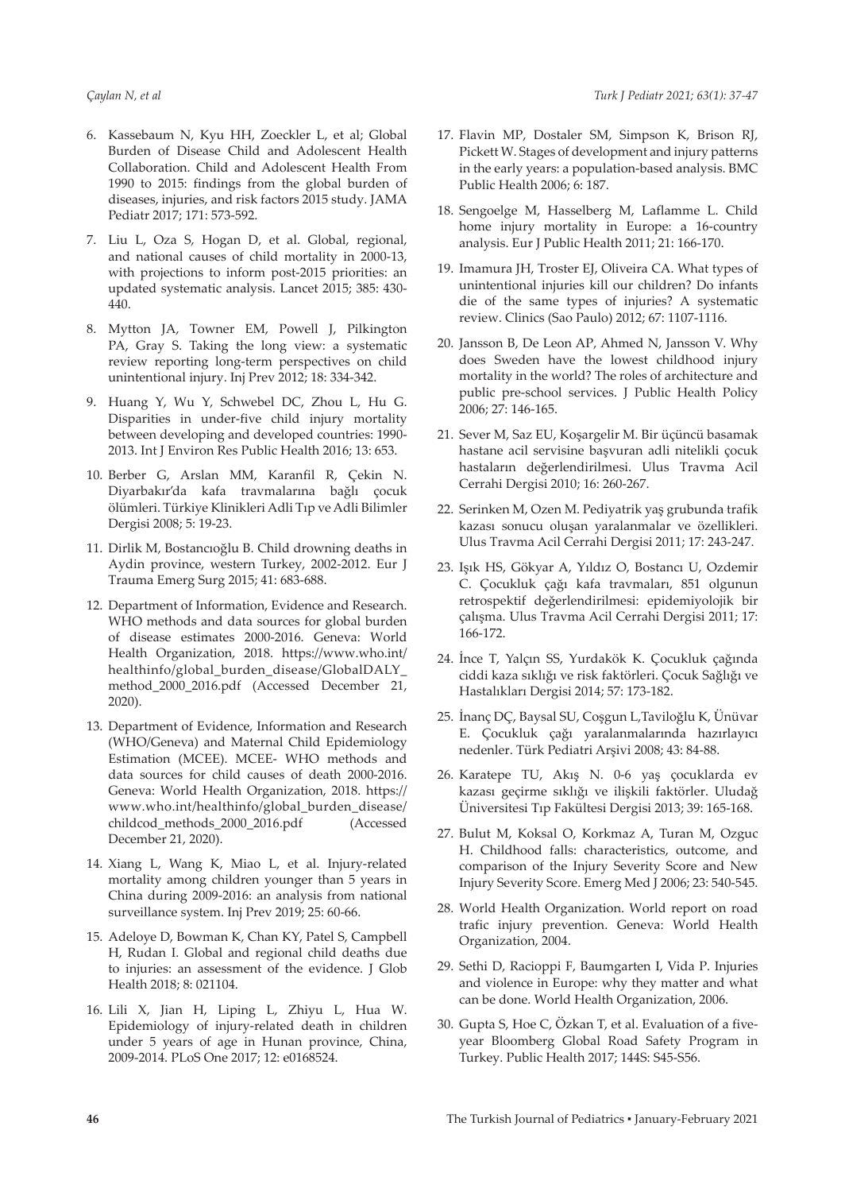6. Kassebaum N, Kyu HH, Zoeckler L, et al; Global Burden of Disease Child and Adolescent Health Collaboration. Child and Adolescent Health From 1990 to 2015: findings from the global burden of diseases, injuries, and risk factors 2015 study. JAMA Pediatr 2017; 171: 573-592.
7. Liu L, Oza S, Hogan D, et al. Global, regional, and national causes of child mortality in 2000-13, with projections to inform post-2015 priorities: an updated systematic analysis. Lancet 2015; 385: 430-440.
8. Mytton JA, Towner EM, Powell J, Pilkington PA, Gray S. Taking the long view: a systematic review reporting long-term perspectives on child unintentional injury. Inj Prev 2012; 18: 334-342.
9. Huang Y, Wu Y, Schwebel DC, Zhou L, Hu G. Disparities in under-five child injury mortality between developing and developed countries: 1990-2013. Int J Environ Res Public Health 2016; 13: 653.
10. Berber G, Arslan MM, Karanfil R, Çekin N. Diyarbakır'da kafa travmalarına bağlı çocuk ölümleri. Türkiye Klinikleri Adli Tıp ve Adli Bilimler Dergisi 2008; 5: 19-23.
11. Dirlik M, Bostancıoğlu B. Child drowning deaths in Aydin province, western Turkey, 2002-2012. Eur J Trauma Emerg Surg 2015; 41: 683-688.
12. Department of Information, Evidence and Research. WHO methods and data sources for global burden of disease estimates 2000-2016. Geneva: World Health Organization, 2018. https://www.who.int/healthinfo/global_burden_disease/GlobalDALY_method_2000_2016.pdf (Accessed December 21, 2020).
13. Department of Evidence, Information and Research (WHO/Geneva) and Maternal Child Epidemiology Estimation (MCEE). MCEE- WHO methods and data sources for child causes of death 2000-2016. Geneva: World Health Organization, 2018. https://www.who.int/healthinfo/global_burden_disease/childcod_methods_2000_2016.pdf (Accessed December 21, 2020).
14. Xiang L, Wang K, Miao L, et al. Injury-related mortality among children younger than 5 years in China during 2009-2016: an analysis from national surveillance system. Inj Prev 2019; 25: 60-66.
15. Adeloye D, Bowman K, Chan KY, Patel S, Campbell H, Rudan I. Global and regional child deaths due to injuries: an assessment of the evidence. J Glob Health 2018; 8: 021104.
16. Lili X, Jian H, Liping L, Zhiyu L, Hua W. Epidemiology of injury-related death in children under 5 years of age in Hunan province, China, 2009-2014. PLoS One 2017; 12: e0168524.
17. Flavin MP, Dostaler SM, Simpson K, Brison RJ, Pickett W. Stages of development and injury patterns in the early years: a population-based analysis. BMC Public Health 2006; 6: 187.
18. Sengoelge M, Hasselberg M, Laflamme L. Child home injury mortality in Europe: a 16-country analysis. Eur J Public Health 2011; 21: 166-170.
19. Imamura JH, Troster EJ, Oliveira CA. What types of unintentional injuries kill our children? Do infants die of the same types of injuries? A systematic review. Clinics (Sao Paulo) 2012; 67: 1107-1116.
20. Jansson B, De Leon AP, Ahmed N, Jansson V. Why does Sweden have the lowest childhood injury mortality in the world? The roles of architecture and public pre-school services. J Public Health Policy 2006; 27: 146-165.
21. Sever M, Saz EU, Koşargelir M. Bir üçüncü basamak hastane acil servisine başvuran adli nitelikli çocuk hastaların değerlendirilmesi. Ulus Travma Acil Cerrahi Dergisi 2010; 16: 260-267.
22. Serinken M, Ozen M. Pediyatrik yaş grubunda trafik kazası sonucu oluşan yaralanmalar ve özellikleri. Ulus Travma Acil Cerrahi Dergisi 2011; 17: 243-247.
23. Işık HS, Gökyar A, Yıldız O, Bostancı U, Ozdemir C. Çocukluk çağı kafa travmaları, 851 olgunun retrospektif değerlendirilmesi: epidemiyolojik bir çalışma. Ulus Travma Acil Cerrahi Dergisi 2011; 17: 166-172.
24. İnce T, Yalçın SS, Yurdakök K. Çocukluk çağında ciddi kaza sıklığı ve risk faktörleri. Çocuk Sağlığı ve Hastalıkları Dergisi 2014; 57: 173-182.
25. İnanç DÇ, Baysal SU, Coşgun L,Taviloğlu K, Ünüvar E. Çocukluk çağı yaralanmalarında hazırlayıcı nedenler. Türk Pediatri Arşivi 2008; 43: 84-88.
26. Karatepe TU, Akış N. 0-6 yaş çocuklarda ev kazası geçirme sıklığı ve ilişkili faktörler. Uludağ Üniversitesi Tıp Fakültesi Dergisi 2013; 39: 165-168.
27. Bulut M, Koksal O, Korkmaz A, Turan M, Ozguc H. Childhood falls: characteristics, outcome, and comparison of the Injury Severity Score and New Injury Severity Score. Emerg Med J 2006; 23: 540-545.
28. World Health Organization. World report on road trafic injury prevention. Geneva: World Health Organization, 2004.
29. Sethi D, Racioppi F, Baumgarten I, Vida P. Injuries and violence in Europe: why they matter and what can be done. World Health Organization, 2006.
30. Gupta S, Hoe C, Özkan T, et al. Evaluation of a five-year Bloomberg Global Road Safety Program in Turkey. Public Health 2017; 144S: S45-S56.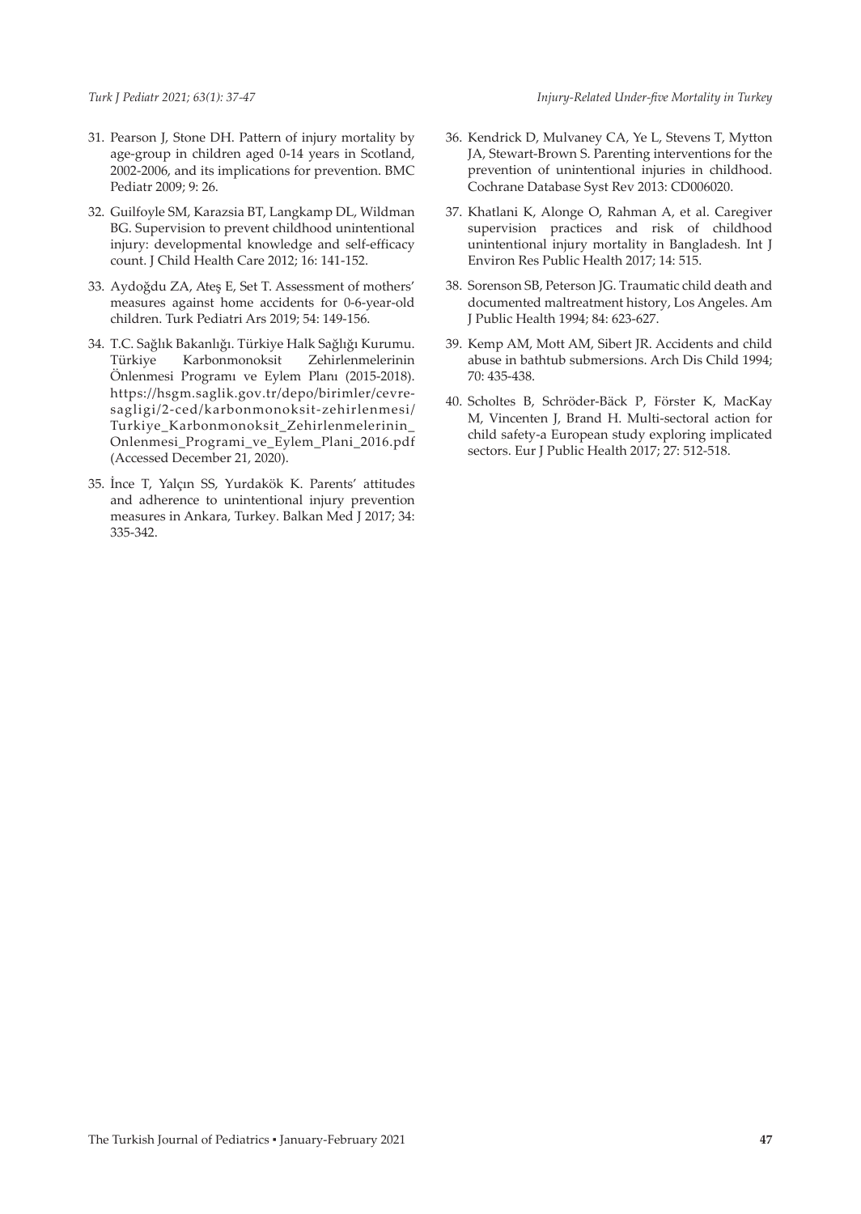31. Pearson J, Stone DH. Pattern of injury mortality by age-group in children aged 0-14 years in Scotland, 2002-2006, and its implications for prevention. BMC Pediatr 2009; 9: 26.

32. Guilfoyle SM, Karazsia BT, Langkamp DL, Wildman BG. Supervision to prevent childhood unintentional injury: developmental knowledge and self-efficacy count. J Child Health Care 2012; 16: 141-152.

33. Aydoğdu ZA, Ateş E, Set T. Assessment of mothers' measures against home accidents for 0-6-year-old children. Turk Pediatri Ars 2019; 54: 149-156.

34. T.C. Sağlık Bakanlığı. Türkiye Halk Sağlığı Kurumu. Türkiye Karbonmonoksit Zehirlenmelerinin Önlenmesi Programı ve Eylem Planı (2015-2018). https://hsgm.saglik.gov.tr/depo/birimler/cevre-sagligi/2-ced/karbonmonoksit-zehirlenmesi/Turkiye_Karbonmonoksit_Zehirlenmelerinin_Onlenmesi_Programi_ve_Eylem_Plani_2016.pdf (Accessed December 21, 2020).

35. İnce T, Yalçın SS, Yurdakök K. Parents' attitudes and adherence to unintentional injury prevention measures in Ankara, Turkey. Balkan Med J 2017; 34: 335-342.

36. Kendrick D, Mulvaney CA, Ye L, Stevens T, Mytton JA, Stewart-Brown S. Parenting interventions for the prevention of unintentional injuries in childhood. Cochrane Database Syst Rev 2013: CD006020.

37. Khatlani K, Alonge O, Rahman A, et al. Caregiver supervision practices and risk of childhood unintentional injury mortality in Bangladesh. Int J Environ Res Public Health 2017; 14: 515.

38. Sorenson SB, Peterson JG. Traumatic child death and documented maltreatment history, Los Angeles. Am J Public Health 1994; 84: 623-627.

39. Kemp AM, Mott AM, Sibert JR. Accidents and child abuse in bathtub submersions. Arch Dis Child 1994; 70: 435-438.

40. Scholtes B, Schröder-Bäck P, Förster K, MacKay M, Vincenten J, Brand H. Multi-sectoral action for child safety-a European study exploring implicated sectors. Eur J Public Health 2017; 27: 512-518.